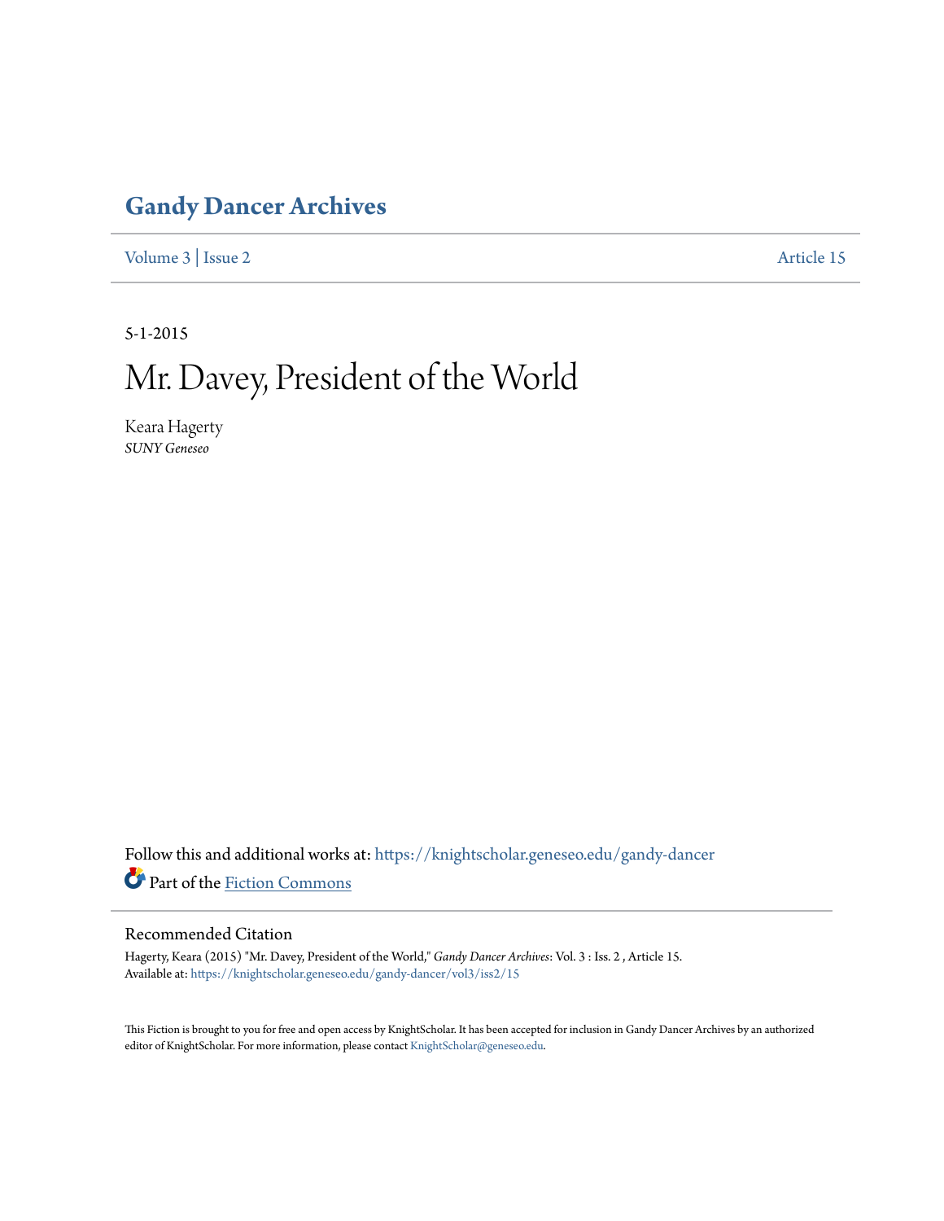# Gandy Dancer Archives

Volume 3 | Issue 2 Article 15

5-1-2015

# Mr. Davey, President of the World

Keara Hagerty
*SUNY Geneseo*

Follow this and additional works at: https://knightscholar.geneseo.edu/gandy-dancer

Part of the Fiction Commons

## Recommended Citation

Hagerty, Keara (2015) "Mr. Davey, President of the World," *Gandy Dancer Archives*: Vol. 3 : Iss. 2 , Article 15.
Available at: https://knightscholar.geneseo.edu/gandy-dancer/vol3/iss2/15

This Fiction is brought to you for free and open access by KnightScholar. It has been accepted for inclusion in Gandy Dancer Archives by an authorized editor of KnightScholar. For more information, please contact KnightScholar@geneseo.edu.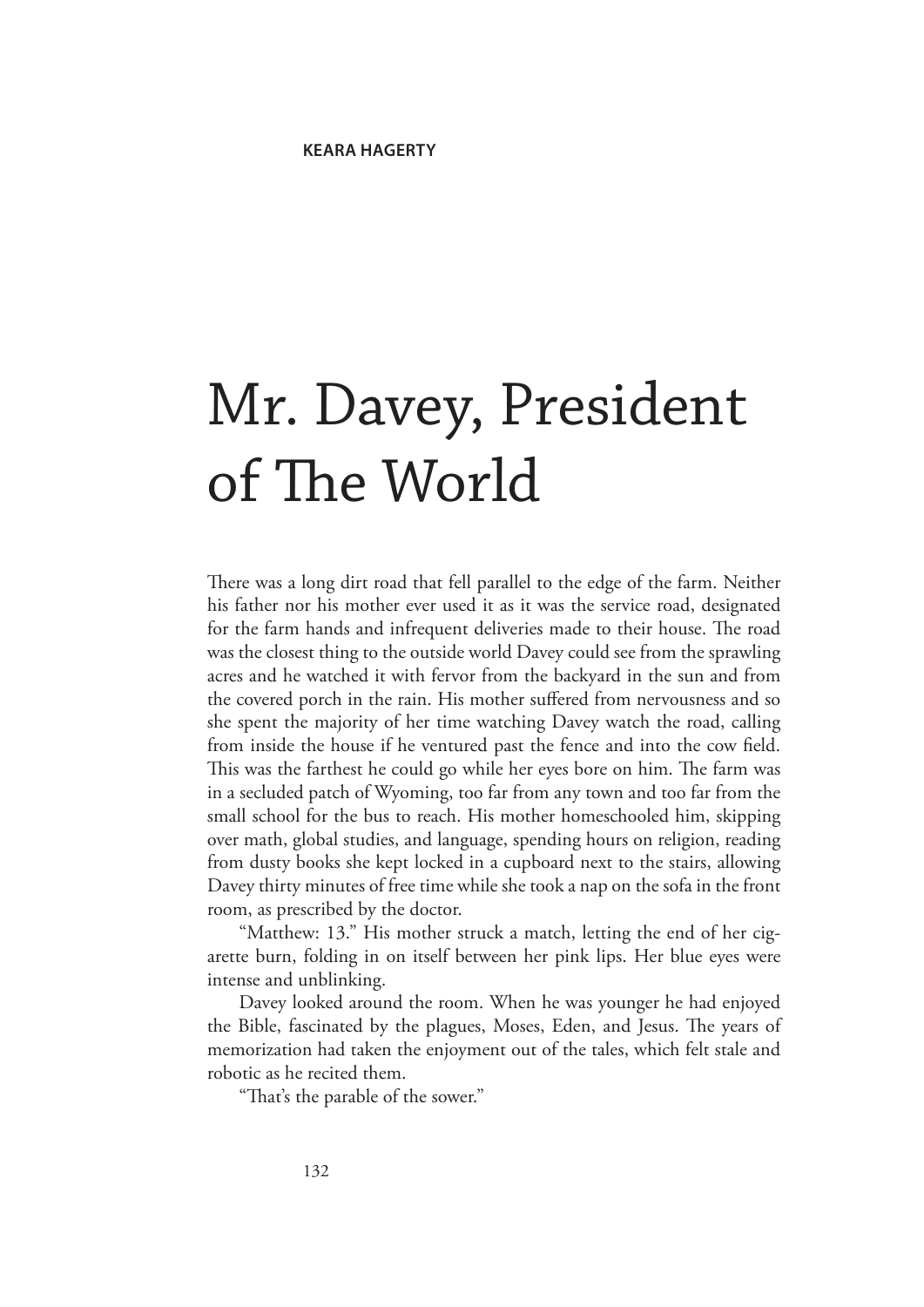**KEARA HAGERTY**

# Mr. Davey, President of The World

There was a long dirt road that fell parallel to the edge of the farm. Neither his father nor his mother ever used it as it was the service road, designated for the farm hands and infrequent deliveries made to their house. The road was the closest thing to the outside world Davey could see from the sprawling acres and he watched it with fervor from the backyard in the sun and from the covered porch in the rain. His mother suffered from nervousness and so she spent the majority of her time watching Davey watch the road, calling from inside the house if he ventured past the fence and into the cow field. This was the farthest he could go while her eyes bore on him. The farm was in a secluded patch of Wyoming, too far from any town and too far from the small school for the bus to reach. His mother homeschooled him, skipping over math, global studies, and language, spending hours on religion, reading from dusty books she kept locked in a cupboard next to the stairs, allowing Davey thirty minutes of free time while she took a nap on the sofa in the front room, as prescribed by the doctor.

"Matthew: 13." His mother struck a match, letting the end of her cigarette burn, folding in on itself between her pink lips. Her blue eyes were intense and unblinking.

Davey looked around the room. When he was younger he had enjoyed the Bible, fascinated by the plagues, Moses, Eden, and Jesus. The years of memorization had taken the enjoyment out of the tales, which felt stale and robotic as he recited them.

"That's the parable of the sower."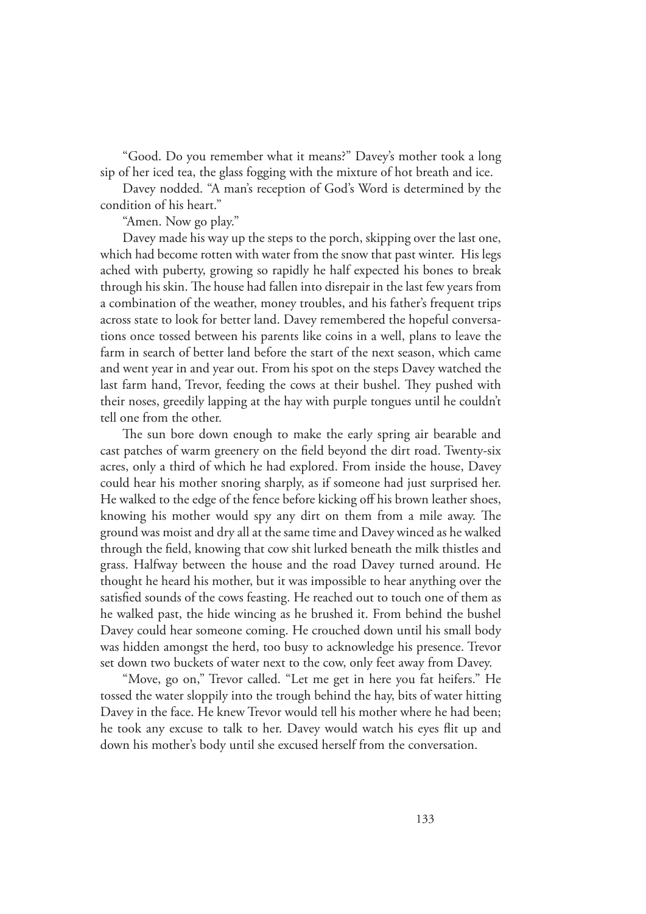"Good. Do you remember what it means?" Davey's mother took a long sip of her iced tea, the glass fogging with the mixture of hot breath and ice.

Davey nodded. "A man's reception of God's Word is determined by the condition of his heart."

"Amen. Now go play."

Davey made his way up the steps to the porch, skipping over the last one, which had become rotten with water from the snow that past winter. His legs ached with puberty, growing so rapidly he half expected his bones to break through his skin. The house had fallen into disrepair in the last few years from a combination of the weather, money troubles, and his father's frequent trips across state to look for better land. Davey remembered the hopeful conversations once tossed between his parents like coins in a well, plans to leave the farm in search of better land before the start of the next season, which came and went year in and year out. From his spot on the steps Davey watched the last farm hand, Trevor, feeding the cows at their bushel. They pushed with their noses, greedily lapping at the hay with purple tongues until he couldn't tell one from the other.

The sun bore down enough to make the early spring air bearable and cast patches of warm greenery on the field beyond the dirt road. Twenty-six acres, only a third of which he had explored. From inside the house, Davey could hear his mother snoring sharply, as if someone had just surprised her. He walked to the edge of the fence before kicking off his brown leather shoes, knowing his mother would spy any dirt on them from a mile away. The ground was moist and dry all at the same time and Davey winced as he walked through the field, knowing that cow shit lurked beneath the milk thistles and grass. Halfway between the house and the road Davey turned around. He thought he heard his mother, but it was impossible to hear anything over the satisfied sounds of the cows feasting. He reached out to touch one of them as he walked past, the hide wincing as he brushed it. From behind the bushel Davey could hear someone coming. He crouched down until his small body was hidden amongst the herd, too busy to acknowledge his presence. Trevor set down two buckets of water next to the cow, only feet away from Davey.

"Move, go on," Trevor called. "Let me get in here you fat heifers." He tossed the water sloppily into the trough behind the hay, bits of water hitting Davey in the face. He knew Trevor would tell his mother where he had been; he took any excuse to talk to her. Davey would watch his eyes flit up and down his mother's body until she excused herself from the conversation.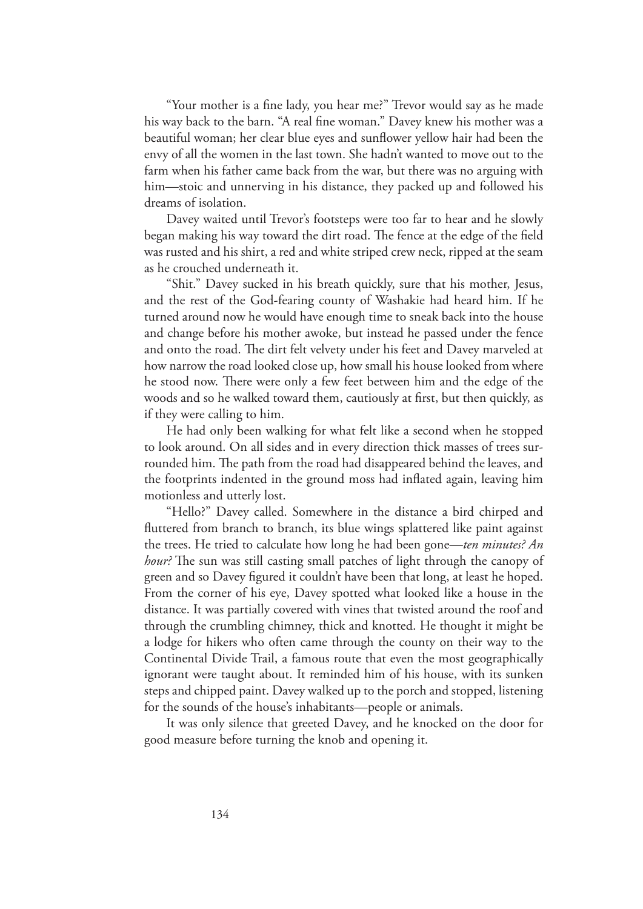"Your mother is a fine lady, you hear me?" Trevor would say as he made his way back to the barn. "A real fine woman." Davey knew his mother was a beautiful woman; her clear blue eyes and sunflower yellow hair had been the envy of all the women in the last town. She hadn't wanted to move out to the farm when his father came back from the war, but there was no arguing with him—stoic and unnerving in his distance, they packed up and followed his dreams of isolation.

Davey waited until Trevor's footsteps were too far to hear and he slowly began making his way toward the dirt road. The fence at the edge of the field was rusted and his shirt, a red and white striped crew neck, ripped at the seam as he crouched underneath it.

"Shit." Davey sucked in his breath quickly, sure that his mother, Jesus, and the rest of the God-fearing county of Washakie had heard him. If he turned around now he would have enough time to sneak back into the house and change before his mother awoke, but instead he passed under the fence and onto the road. The dirt felt velvety under his feet and Davey marveled at how narrow the road looked close up, how small his house looked from where he stood now. There were only a few feet between him and the edge of the woods and so he walked toward them, cautiously at first, but then quickly, as if they were calling to him.

He had only been walking for what felt like a second when he stopped to look around. On all sides and in every direction thick masses of trees surrounded him. The path from the road had disappeared behind the leaves, and the footprints indented in the ground moss had inflated again, leaving him motionless and utterly lost.

"Hello?" Davey called. Somewhere in the distance a bird chirped and fluttered from branch to branch, its blue wings splattered like paint against the trees. He tried to calculate how long he had been gone—*ten minutes? An hour?* The sun was still casting small patches of light through the canopy of green and so Davey figured it couldn't have been that long, at least he hoped. From the corner of his eye, Davey spotted what looked like a house in the distance. It was partially covered with vines that twisted around the roof and through the crumbling chimney, thick and knotted. He thought it might be a lodge for hikers who often came through the county on their way to the Continental Divide Trail, a famous route that even the most geographically ignorant were taught about. It reminded him of his house, with its sunken steps and chipped paint. Davey walked up to the porch and stopped, listening for the sounds of the house's inhabitants—people or animals.

It was only silence that greeted Davey, and he knocked on the door for good measure before turning the knob and opening it.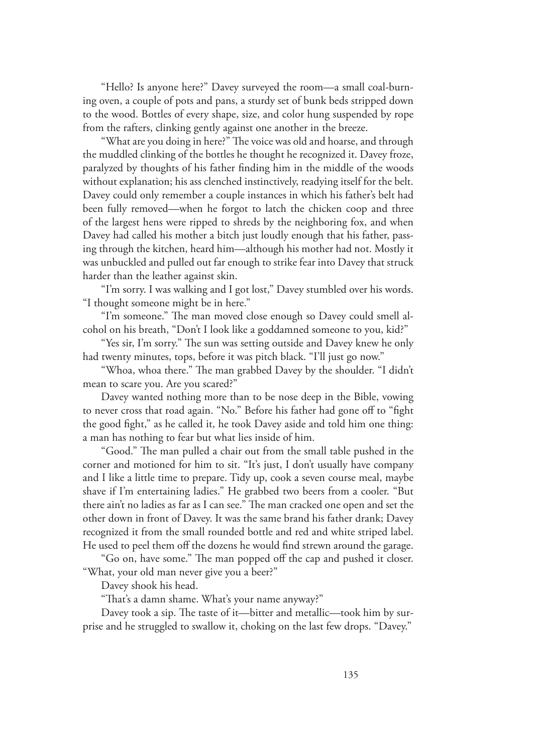"Hello? Is anyone here?" Davey surveyed the room—a small coal-burning oven, a couple of pots and pans, a sturdy set of bunk beds stripped down to the wood. Bottles of every shape, size, and color hung suspended by rope from the rafters, clinking gently against one another in the breeze.

"What are you doing in here?" The voice was old and hoarse, and through the muddled clinking of the bottles he thought he recognized it. Davey froze, paralyzed by thoughts of his father finding him in the middle of the woods without explanation; his ass clenched instinctively, readying itself for the belt. Davey could only remember a couple instances in which his father's belt had been fully removed—when he forgot to latch the chicken coop and three of the largest hens were ripped to shreds by the neighboring fox, and when Davey had called his mother a bitch just loudly enough that his father, passing through the kitchen, heard him—although his mother had not. Mostly it was unbuckled and pulled out far enough to strike fear into Davey that struck harder than the leather against skin.

"I'm sorry. I was walking and I got lost," Davey stumbled over his words. "I thought someone might be in here."

"I'm someone." The man moved close enough so Davey could smell alcohol on his breath, "Don't I look like a goddamned someone to you, kid?"

"Yes sir, I'm sorry." The sun was setting outside and Davey knew he only had twenty minutes, tops, before it was pitch black. "I'll just go now."

"Whoa, whoa there." The man grabbed Davey by the shoulder. "I didn't mean to scare you. Are you scared?"

Davey wanted nothing more than to be nose deep in the Bible, vowing to never cross that road again. "No." Before his father had gone off to "fight the good fight," as he called it, he took Davey aside and told him one thing: a man has nothing to fear but what lies inside of him.

"Good." The man pulled a chair out from the small table pushed in the corner and motioned for him to sit. "It's just, I don't usually have company and I like a little time to prepare. Tidy up, cook a seven course meal, maybe shave if I'm entertaining ladies." He grabbed two beers from a cooler. "But there ain't no ladies as far as I can see." The man cracked one open and set the other down in front of Davey. It was the same brand his father drank; Davey recognized it from the small rounded bottle and red and white striped label. He used to peel them off the dozens he would find strewn around the garage.

"Go on, have some." The man popped off the cap and pushed it closer. "What, your old man never give you a beer?"

Davey shook his head.

"That's a damn shame. What's your name anyway?"

Davey took a sip. The taste of it—bitter and metallic—took him by surprise and he struggled to swallow it, choking on the last few drops. "Davey."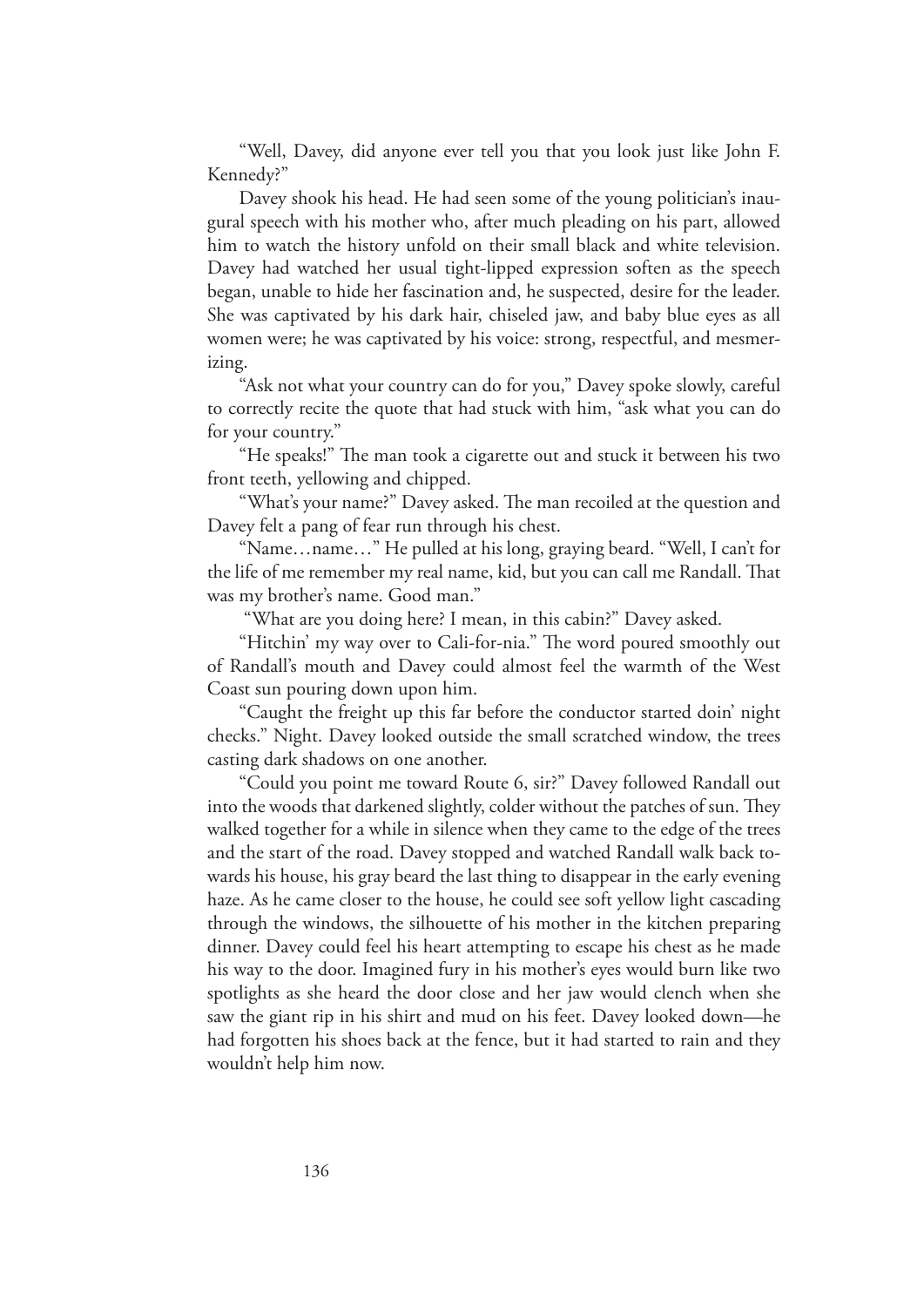"Well, Davey, did anyone ever tell you that you look just like John F. Kennedy?"

Davey shook his head. He had seen some of the young politician's inaugural speech with his mother who, after much pleading on his part, allowed him to watch the history unfold on their small black and white television. Davey had watched her usual tight-lipped expression soften as the speech began, unable to hide her fascination and, he suspected, desire for the leader. She was captivated by his dark hair, chiseled jaw, and baby blue eyes as all women were; he was captivated by his voice: strong, respectful, and mesmerizing.

"Ask not what your country can do for you," Davey spoke slowly, careful to correctly recite the quote that had stuck with him, "ask what you can do for your country."

"He speaks!" The man took a cigarette out and stuck it between his two front teeth, yellowing and chipped.

"What's your name?" Davey asked. The man recoiled at the question and Davey felt a pang of fear run through his chest.

"Name…name…" He pulled at his long, graying beard. "Well, I can't for the life of me remember my real name, kid, but you can call me Randall. That was my brother's name. Good man."

"What are you doing here? I mean, in this cabin?" Davey asked.

"Hitchin' my way over to Cali-for-nia." The word poured smoothly out of Randall's mouth and Davey could almost feel the warmth of the West Coast sun pouring down upon him.

"Caught the freight up this far before the conductor started doin' night checks." Night. Davey looked outside the small scratched window, the trees casting dark shadows on one another.

"Could you point me toward Route 6, sir?" Davey followed Randall out into the woods that darkened slightly, colder without the patches of sun. They walked together for a while in silence when they came to the edge of the trees and the start of the road. Davey stopped and watched Randall walk back towards his house, his gray beard the last thing to disappear in the early evening haze. As he came closer to the house, he could see soft yellow light cascading through the windows, the silhouette of his mother in the kitchen preparing dinner. Davey could feel his heart attempting to escape his chest as he made his way to the door. Imagined fury in his mother's eyes would burn like two spotlights as she heard the door close and her jaw would clench when she saw the giant rip in his shirt and mud on his feet. Davey looked down—he had forgotten his shoes back at the fence, but it had started to rain and they wouldn't help him now.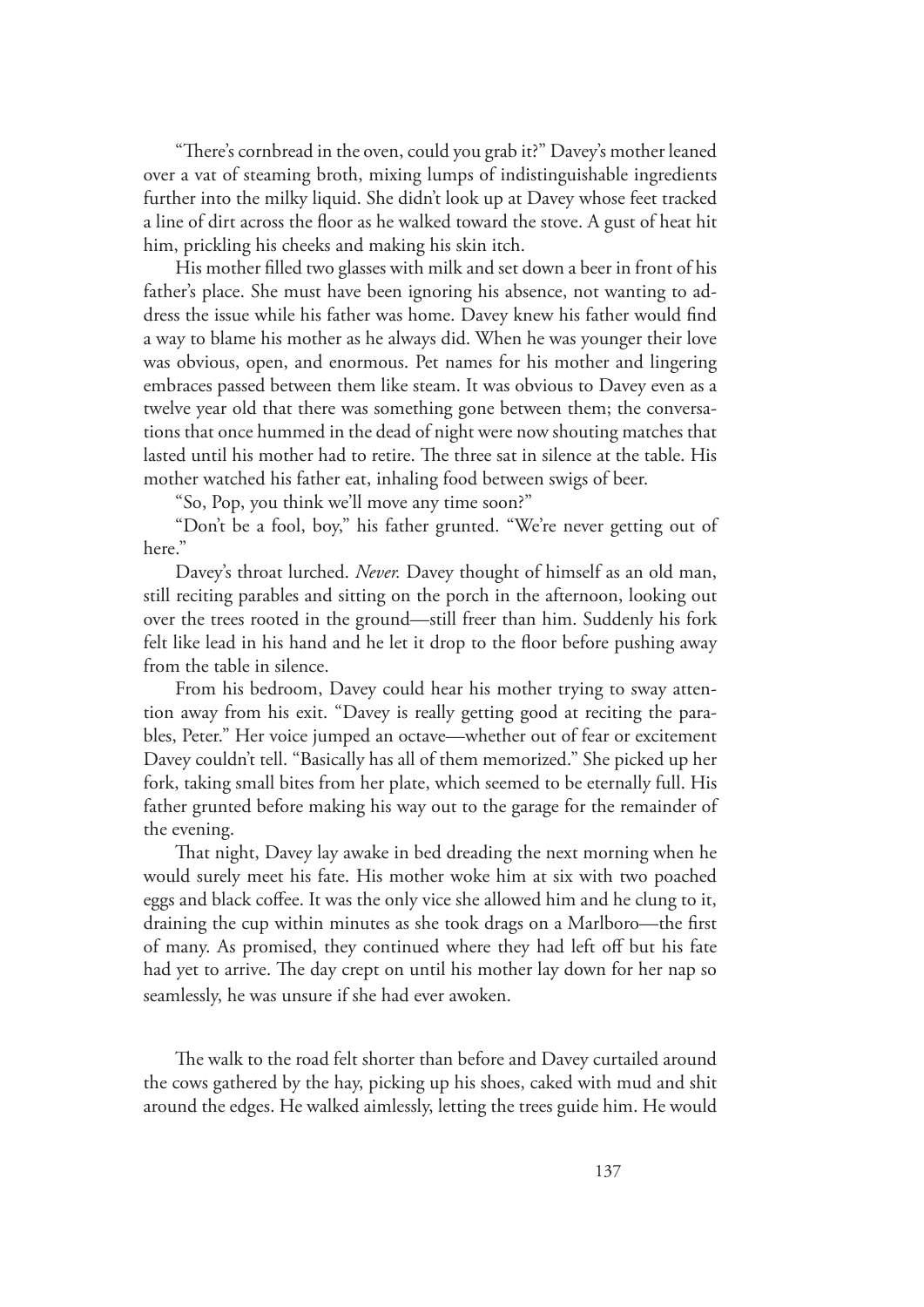"There's cornbread in the oven, could you grab it?" Davey's mother leaned over a vat of steaming broth, mixing lumps of indistinguishable ingredients further into the milky liquid. She didn't look up at Davey whose feet tracked a line of dirt across the floor as he walked toward the stove. A gust of heat hit him, prickling his cheeks and making his skin itch.

His mother filled two glasses with milk and set down a beer in front of his father's place. She must have been ignoring his absence, not wanting to address the issue while his father was home. Davey knew his father would find a way to blame his mother as he always did. When he was younger their love was obvious, open, and enormous. Pet names for his mother and lingering embraces passed between them like steam. It was obvious to Davey even as a twelve year old that there was something gone between them; the conversations that once hummed in the dead of night were now shouting matches that lasted until his mother had to retire. The three sat in silence at the table. His mother watched his father eat, inhaling food between swigs of beer.

"So, Pop, you think we'll move any time soon?"

"Don't be a fool, boy," his father grunted. "We're never getting out of here."

Davey's throat lurched. *Never.* Davey thought of himself as an old man, still reciting parables and sitting on the porch in the afternoon, looking out over the trees rooted in the ground—still freer than him. Suddenly his fork felt like lead in his hand and he let it drop to the floor before pushing away from the table in silence.

From his bedroom, Davey could hear his mother trying to sway attention away from his exit. "Davey is really getting good at reciting the parables, Peter." Her voice jumped an octave—whether out of fear or excitement Davey couldn't tell. "Basically has all of them memorized." She picked up her fork, taking small bites from her plate, which seemed to be eternally full. His father grunted before making his way out to the garage for the remainder of the evening.

That night, Davey lay awake in bed dreading the next morning when he would surely meet his fate. His mother woke him at six with two poached eggs and black coffee. It was the only vice she allowed him and he clung to it, draining the cup within minutes as she took drags on a Marlboro—the first of many. As promised, they continued where they had left off but his fate had yet to arrive. The day crept on until his mother lay down for her nap so seamlessly, he was unsure if she had ever awoken.

The walk to the road felt shorter than before and Davey curtailed around the cows gathered by the hay, picking up his shoes, caked with mud and shit around the edges. He walked aimlessly, letting the trees guide him. He would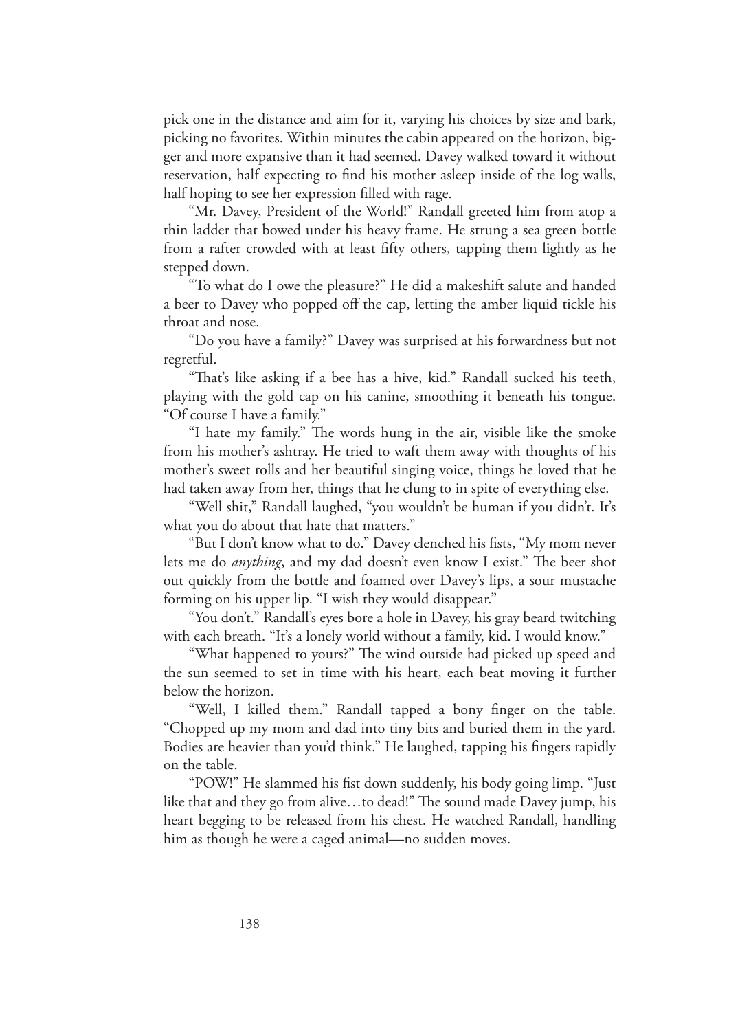pick one in the distance and aim for it, varying his choices by size and bark, picking no favorites. Within minutes the cabin appeared on the horizon, bigger and more expansive than it had seemed. Davey walked toward it without reservation, half expecting to find his mother asleep inside of the log walls, half hoping to see her expression filled with rage.

"Mr. Davey, President of the World!" Randall greeted him from atop a thin ladder that bowed under his heavy frame. He strung a sea green bottle from a rafter crowded with at least fifty others, tapping them lightly as he stepped down.

"To what do I owe the pleasure?" He did a makeshift salute and handed a beer to Davey who popped off the cap, letting the amber liquid tickle his throat and nose.

"Do you have a family?" Davey was surprised at his forwardness but not regretful.

"That's like asking if a bee has a hive, kid." Randall sucked his teeth, playing with the gold cap on his canine, smoothing it beneath his tongue. "Of course I have a family."

"I hate my family." The words hung in the air, visible like the smoke from his mother's ashtray. He tried to waft them away with thoughts of his mother's sweet rolls and her beautiful singing voice, things he loved that he had taken away from her, things that he clung to in spite of everything else.

"Well shit," Randall laughed, "you wouldn't be human if you didn't. It's what you do about that hate that matters."

"But I don't know what to do." Davey clenched his fists, "My mom never lets me do *anything*, and my dad doesn't even know I exist." The beer shot out quickly from the bottle and foamed over Davey's lips, a sour mustache forming on his upper lip. "I wish they would disappear."

"You don't." Randall's eyes bore a hole in Davey, his gray beard twitching with each breath. "It's a lonely world without a family, kid. I would know."

"What happened to yours?" The wind outside had picked up speed and the sun seemed to set in time with his heart, each beat moving it further below the horizon.

"Well, I killed them." Randall tapped a bony finger on the table. "Chopped up my mom and dad into tiny bits and buried them in the yard. Bodies are heavier than you'd think." He laughed, tapping his fingers rapidly on the table.

"POW!" He slammed his fist down suddenly, his body going limp. "Just like that and they go from alive…to dead!" The sound made Davey jump, his heart begging to be released from his chest. He watched Randall, handling him as though he were a caged animal—no sudden moves.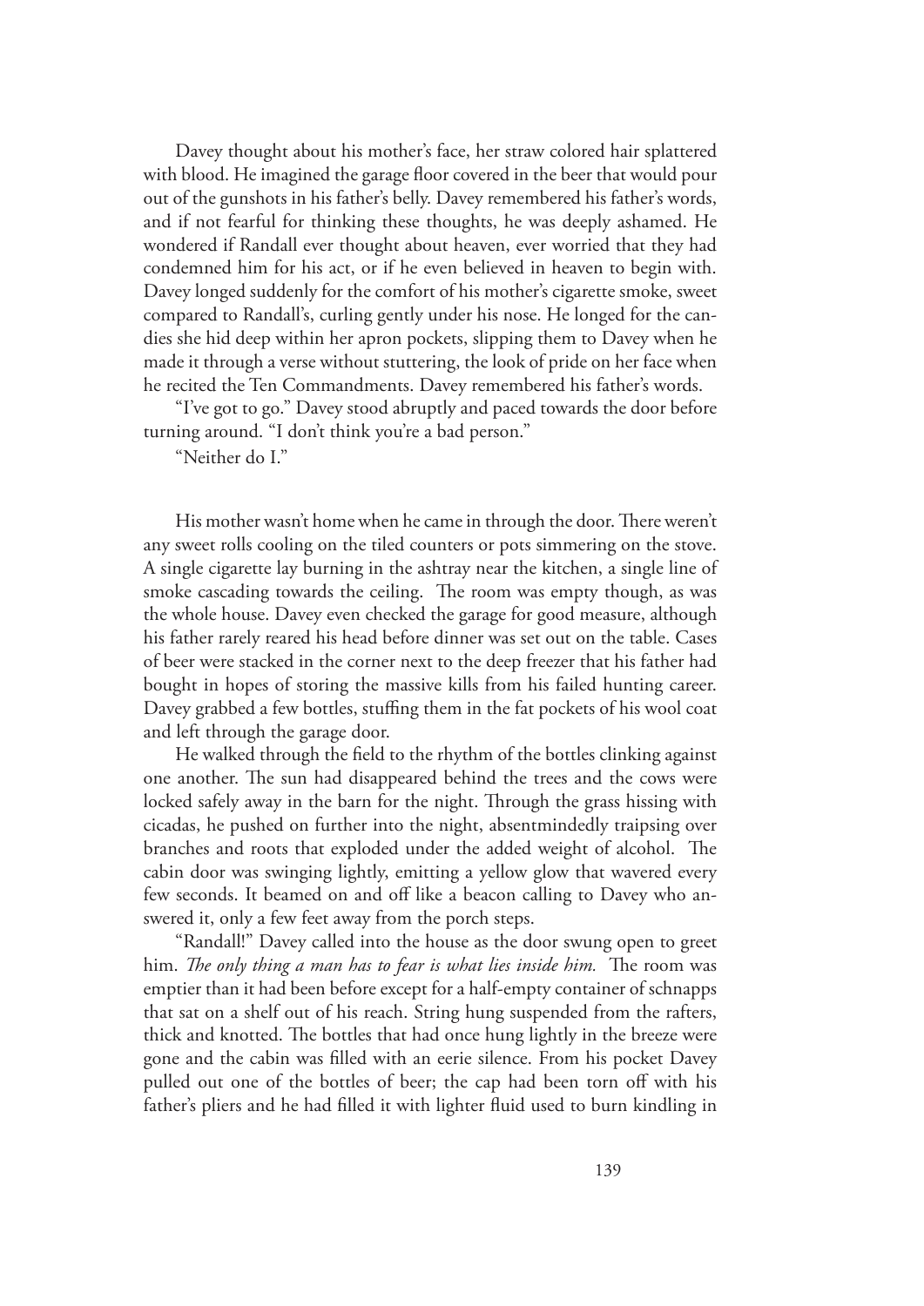Davey thought about his mother's face, her straw colored hair splattered with blood. He imagined the garage floor covered in the beer that would pour out of the gunshots in his father's belly. Davey remembered his father's words, and if not fearful for thinking these thoughts, he was deeply ashamed. He wondered if Randall ever thought about heaven, ever worried that they had condemned him for his act, or if he even believed in heaven to begin with. Davey longed suddenly for the comfort of his mother's cigarette smoke, sweet compared to Randall's, curling gently under his nose. He longed for the candies she hid deep within her apron pockets, slipping them to Davey when he made it through a verse without stuttering, the look of pride on her face when he recited the Ten Commandments. Davey remembered his father's words.

"I've got to go." Davey stood abruptly and paced towards the door before turning around. "I don't think you're a bad person."

"Neither do I."

His mother wasn't home when he came in through the door. There weren't any sweet rolls cooling on the tiled counters or pots simmering on the stove. A single cigarette lay burning in the ashtray near the kitchen, a single line of smoke cascading towards the ceiling. The room was empty though, as was the whole house. Davey even checked the garage for good measure, although his father rarely reared his head before dinner was set out on the table. Cases of beer were stacked in the corner next to the deep freezer that his father had bought in hopes of storing the massive kills from his failed hunting career. Davey grabbed a few bottles, stuffing them in the fat pockets of his wool coat and left through the garage door.

He walked through the field to the rhythm of the bottles clinking against one another. The sun had disappeared behind the trees and the cows were locked safely away in the barn for the night. Through the grass hissing with cicadas, he pushed on further into the night, absentmindedly traipsing over branches and roots that exploded under the added weight of alcohol. The cabin door was swinging lightly, emitting a yellow glow that wavered every few seconds. It beamed on and off like a beacon calling to Davey who answered it, only a few feet away from the porch steps.

"Randall!" Davey called into the house as the door swung open to greet him. *The only thing a man has to fear is what lies inside him.* The room was emptier than it had been before except for a half-empty container of schnapps that sat on a shelf out of his reach. String hung suspended from the rafters, thick and knotted. The bottles that had once hung lightly in the breeze were gone and the cabin was filled with an eerie silence. From his pocket Davey pulled out one of the bottles of beer; the cap had been torn off with his father's pliers and he had filled it with lighter fluid used to burn kindling in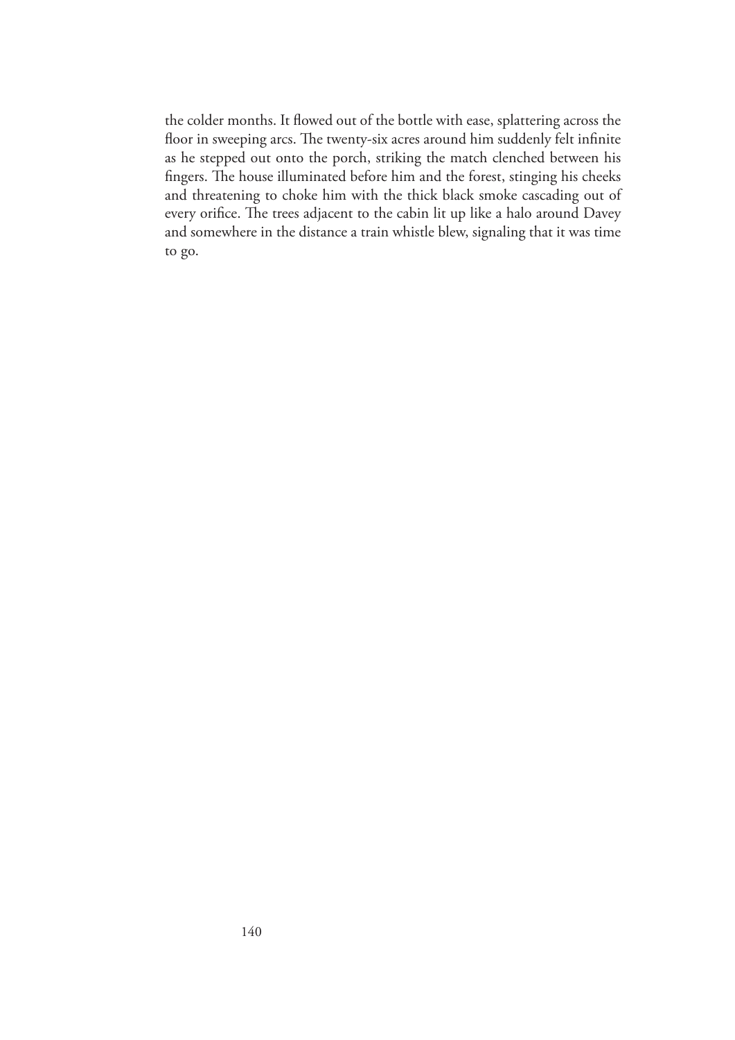the colder months. It flowed out of the bottle with ease, splattering across the floor in sweeping arcs. The twenty-six acres around him suddenly felt infinite as he stepped out onto the porch, striking the match clenched between his fingers. The house illuminated before him and the forest, stinging his cheeks and threatening to choke him with the thick black smoke cascading out of every orifice. The trees adjacent to the cabin lit up like a halo around Davey and somewhere in the distance a train whistle blew, signaling that it was time to go.